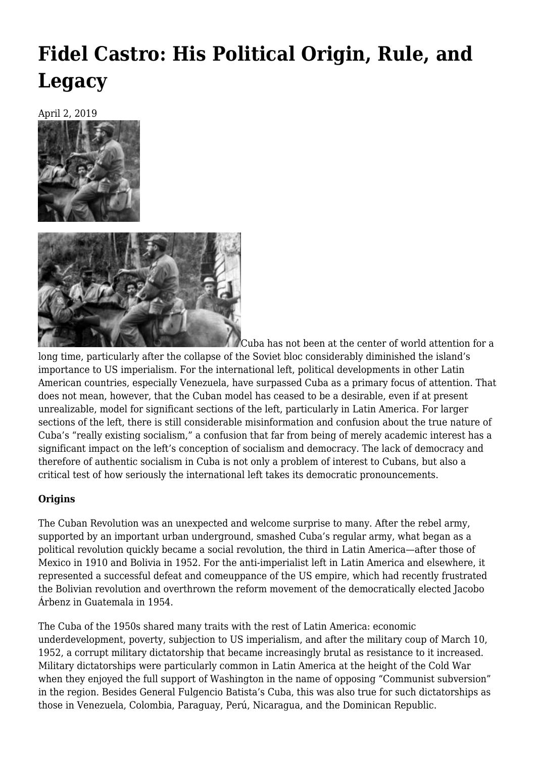# Fidel Castro: His Political Origin, Rule, and Legacy

April 2, 2019

Cuba has not been at the center of world attention for a long time, particularly after the collapse of the Soviet bloc considerably diminished the island's importance to US imperialism. For the international left, political developments in other Latin American countries, especially Venezuela, have surpassed Cuba as a primary focus of attention. That does not mean, however, that the Cuban model has ceased to be a desirable, even if at present unrealizable, model for significant sections of the left, particularly in Latin America. For larger sections of the left, there is still considerable misinformation and confusion about the true nature of Cuba's "really existing socialism," a confusion that far from being of merely academic interest has a significant impact on the left's conception of socialism and democracy. The lack of democracy and therefore of authentic socialism in Cuba is not only a problem of interest to Cubans, but also a critical test of how seriously the international left takes its democratic pronouncements.

**Origins**

The Cuban Revolution was an unexpected and welcome surprise to many. After the rebel army, supported by an important urban underground, smashed Cuba's regular army, what began as a political revolution quickly became a social revolution, the third in Latin America—after those of Mexico in 1910 and Bolivia in 1952. For the anti-imperialist left in Latin America and elsewhere, it represented a successful defeat and comeuppance of the US empire, which had recently frustrated the Bolivian revolution and overthrown the reform movement of the democratically elected Jacobo Árbenz in Guatemala in 1954.

The Cuba of the 1950s shared many traits with the rest of Latin America: economic underdevelopment, poverty, subjection to US imperialism, and after the military coup of March 10, 1952, a corrupt military dictatorship that became increasingly brutal as resistance to it increased. Military dictatorships were particularly common in Latin America at the height of the Cold War when they enjoyed the full support of Washington in the name of opposing "Communist subversion" in the region. Besides General Fulgencio Batista's Cuba, this was also true for such dictatorships as those in Venezuela, Colombia, Paraguay, Perú, Nicaragua, and the Dominican Republic.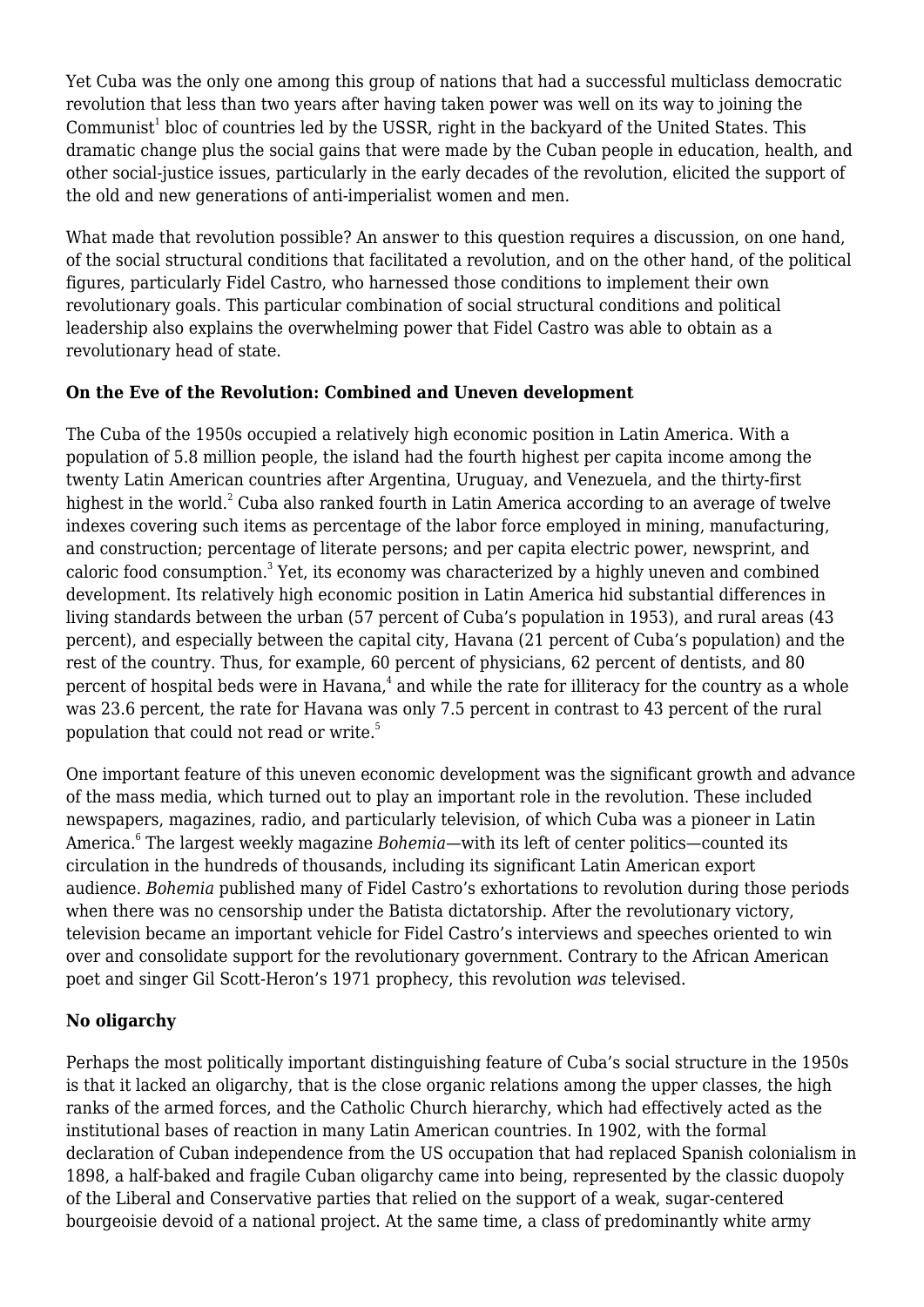Yet Cuba was the only one among this group of nations that had a successful multiclass democratic revolution that less than two years after having taken power was well on its way to joining the Communist[1] bloc of countries led by the USSR, right in the backyard of the United States. This dramatic change plus the social gains that were made by the Cuban people in education, health, and other social-justice issues, particularly in the early decades of the revolution, elicited the support of the old and new generations of anti-imperialist women and men.

What made that revolution possible? An answer to this question requires a discussion, on one hand, of the social structural conditions that facilitated a revolution, and on the other hand, of the political figures, particularly Fidel Castro, who harnessed those conditions to implement their own revolutionary goals. This particular combination of social structural conditions and political leadership also explains the overwhelming power that Fidel Castro was able to obtain as a revolutionary head of state.

**On the Eve of the Revolution: Combined and Uneven development**

The Cuba of the 1950s occupied a relatively high economic position in Latin America. With a population of 5.8 million people, the island had the fourth highest per capita income among the twenty Latin American countries after Argentina, Uruguay, and Venezuela, and the thirty-first highest in the world.[2] Cuba also ranked fourth in Latin America according to an average of twelve indexes covering such items as percentage of the labor force employed in mining, manufacturing, and construction; percentage of literate persons; and per capita electric power, newsprint, and caloric food consumption.[3] Yet, its economy was characterized by a highly uneven and combined development. Its relatively high economic position in Latin America hid substantial differences in living standards between the urban (57 percent of Cuba's population in 1953), and rural areas (43 percent), and especially between the capital city, Havana (21 percent of Cuba's population) and the rest of the country. Thus, for example, 60 percent of physicians, 62 percent of dentists, and 80 percent of hospital beds were in Havana,[4] and while the rate for illiteracy for the country as a whole was 23.6 percent, the rate for Havana was only 7.5 percent in contrast to 43 percent of the rural population that could not read or write.[5]

One important feature of this uneven economic development was the significant growth and advance of the mass media, which turned out to play an important role in the revolution. These included newspapers, magazines, radio, and particularly television, of which Cuba was a pioneer in Latin America.[6] The largest weekly magazine *Bohemia*—with its left of center politics—counted its circulation in the hundreds of thousands, including its significant Latin American export audience. *Bohemia* published many of Fidel Castro's exhortations to revolution during those periods when there was no censorship under the Batista dictatorship. After the revolutionary victory, television became an important vehicle for Fidel Castro's interviews and speeches oriented to win over and consolidate support for the revolutionary government. Contrary to the African American poet and singer Gil Scott-Heron's 1971 prophecy, this revolution *was* televised.

**No oligarchy**

Perhaps the most politically important distinguishing feature of Cuba's social structure in the 1950s is that it lacked an oligarchy, that is the close organic relations among the upper classes, the high ranks of the armed forces, and the Catholic Church hierarchy, which had effectively acted as the institutional bases of reaction in many Latin American countries. In 1902, with the formal declaration of Cuban independence from the US occupation that had replaced Spanish colonialism in 1898, a half-baked and fragile Cuban oligarchy came into being, represented by the classic duopoly of the Liberal and Conservative parties that relied on the support of a weak, sugar-centered bourgeoisie devoid of a national project. At the same time, a class of predominantly white army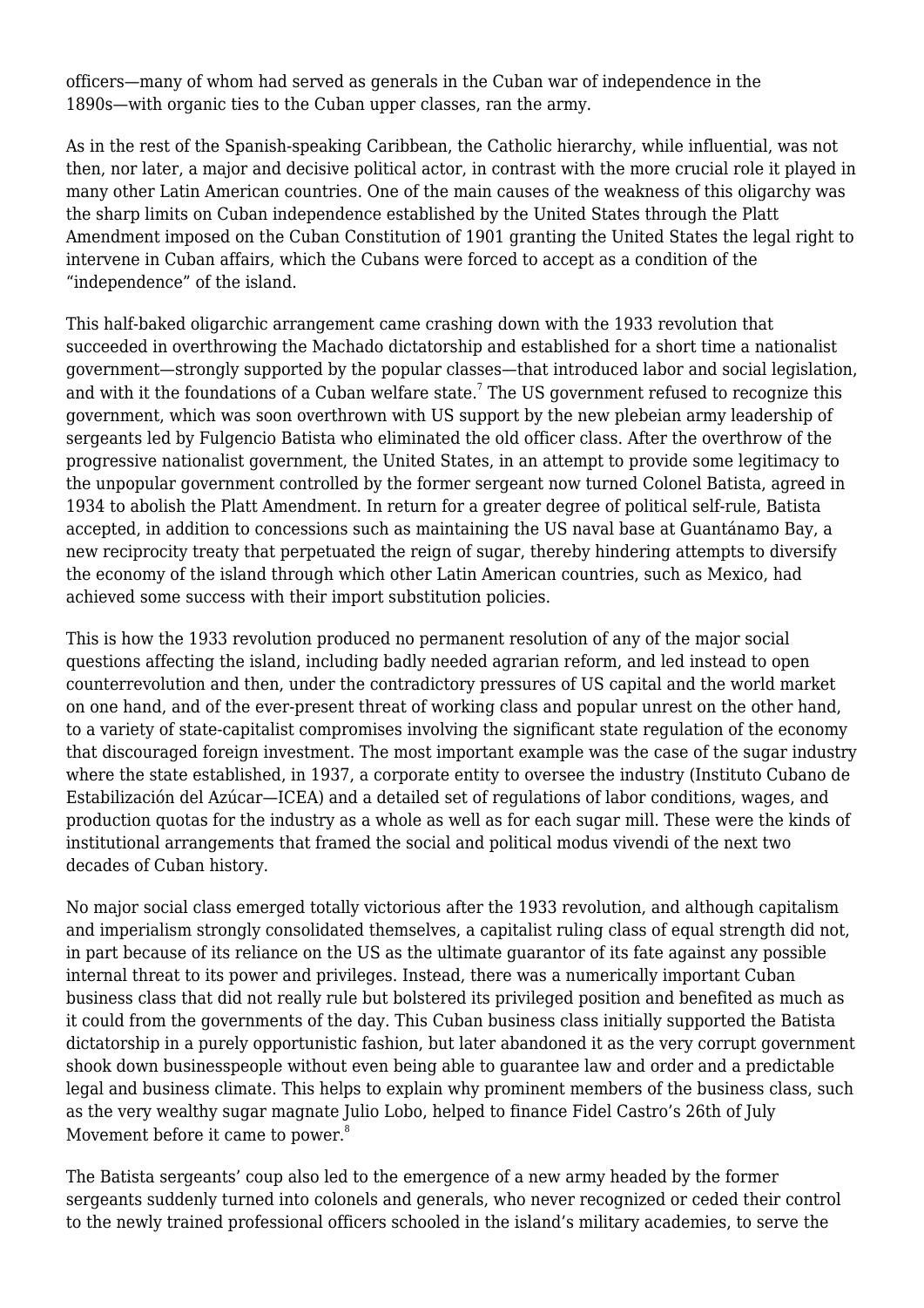officers—many of whom had served as generals in the Cuban war of independence in the 1890s—with organic ties to the Cuban upper classes, ran the army.

As in the rest of the Spanish-speaking Caribbean, the Catholic hierarchy, while influential, was not then, nor later, a major and decisive political actor, in contrast with the more crucial role it played in many other Latin American countries. One of the main causes of the weakness of this oligarchy was the sharp limits on Cuban independence established by the United States through the Platt Amendment imposed on the Cuban Constitution of 1901 granting the United States the legal right to intervene in Cuban affairs, which the Cubans were forced to accept as a condition of the "independence" of the island.

This half-baked oligarchic arrangement came crashing down with the 1933 revolution that succeeded in overthrowing the Machado dictatorship and established for a short time a nationalist government—strongly supported by the popular classes—that introduced labor and social legislation, and with it the foundations of a Cuban welfare state.[7] The US government refused to recognize this government, which was soon overthrown with US support by the new plebeian army leadership of sergeants led by Fulgencio Batista who eliminated the old officer class. After the overthrow of the progressive nationalist government, the United States, in an attempt to provide some legitimacy to the unpopular government controlled by the former sergeant now turned Colonel Batista, agreed in 1934 to abolish the Platt Amendment. In return for a greater degree of political self-rule, Batista accepted, in addition to concessions such as maintaining the US naval base at Guantánamo Bay, a new reciprocity treaty that perpetuated the reign of sugar, thereby hindering attempts to diversify the economy of the island through which other Latin American countries, such as Mexico, had achieved some success with their import substitution policies.

This is how the 1933 revolution produced no permanent resolution of any of the major social questions affecting the island, including badly needed agrarian reform, and led instead to open counterrevolution and then, under the contradictory pressures of US capital and the world market on one hand, and of the ever-present threat of working class and popular unrest on the other hand, to a variety of state-capitalist compromises involving the significant state regulation of the economy that discouraged foreign investment. The most important example was the case of the sugar industry where the state established, in 1937, a corporate entity to oversee the industry (Instituto Cubano de Estabilización del Azúcar—ICEA) and a detailed set of regulations of labor conditions, wages, and production quotas for the industry as a whole as well as for each sugar mill. These were the kinds of institutional arrangements that framed the social and political modus vivendi of the next two decades of Cuban history.

No major social class emerged totally victorious after the 1933 revolution, and although capitalism and imperialism strongly consolidated themselves, a capitalist ruling class of equal strength did not, in part because of its reliance on the US as the ultimate guarantor of its fate against any possible internal threat to its power and privileges. Instead, there was a numerically important Cuban business class that did not really rule but bolstered its privileged position and benefited as much as it could from the governments of the day. This Cuban business class initially supported the Batista dictatorship in a purely opportunistic fashion, but later abandoned it as the very corrupt government shook down businesspeople without even being able to guarantee law and order and a predictable legal and business climate. This helps to explain why prominent members of the business class, such as the very wealthy sugar magnate Julio Lobo, helped to finance Fidel Castro's 26th of July Movement before it came to power.[8]

The Batista sergeants' coup also led to the emergence of a new army headed by the former sergeants suddenly turned into colonels and generals, who never recognized or ceded their control to the newly trained professional officers schooled in the island's military academies, to serve the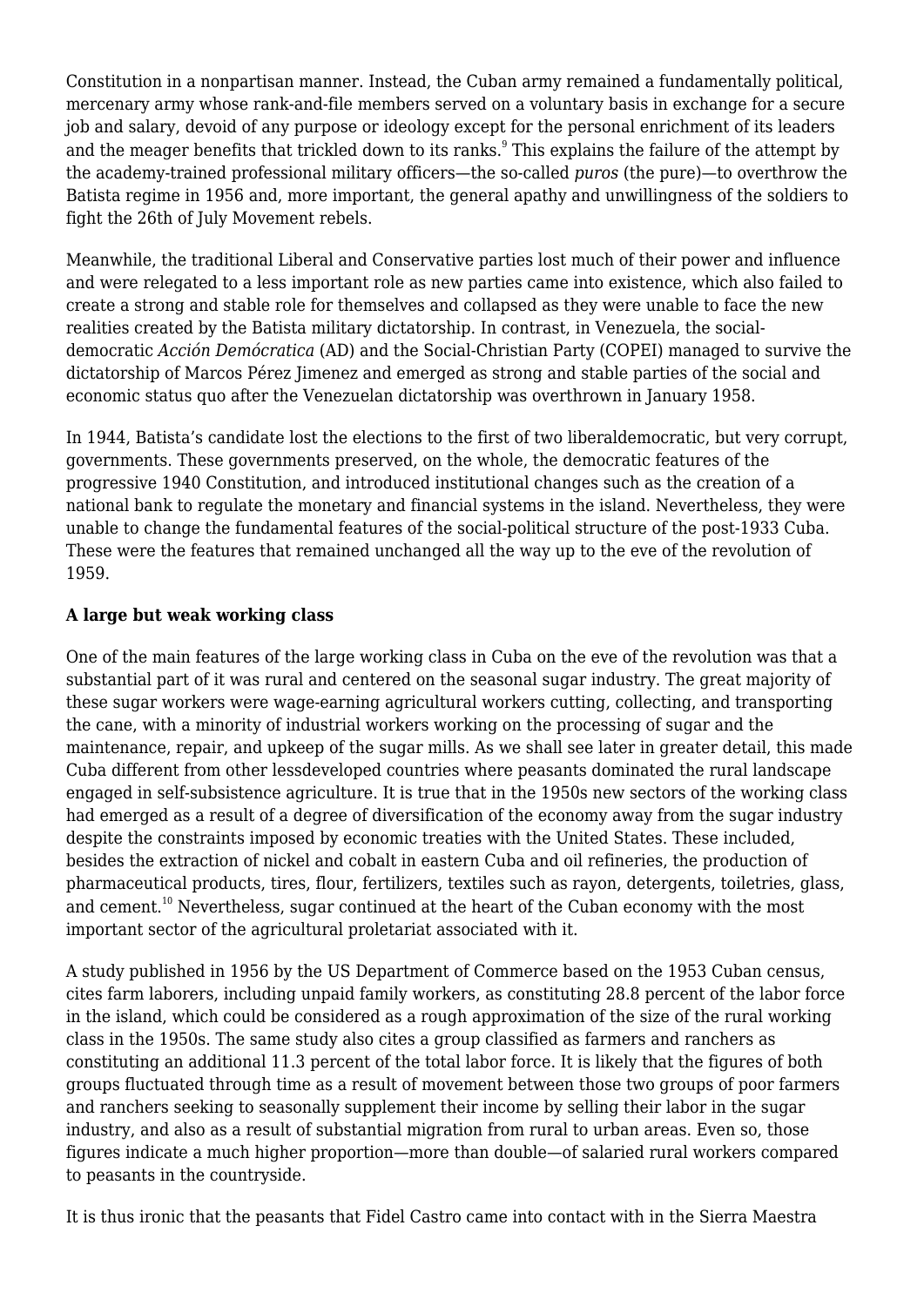Constitution in a nonpartisan manner. Instead, the Cuban army remained a fundamentally political, mercenary army whose rank-and-file members served on a voluntary basis in exchange for a secure job and salary, devoid of any purpose or ideology except for the personal enrichment of its leaders and the meager benefits that trickled down to its ranks.[9] This explains the failure of the attempt by the academy-trained professional military officers—the so-called *puros* (the pure)—to overthrow the Batista regime in 1956 and, more important, the general apathy and unwillingness of the soldiers to fight the 26th of July Movement rebels.

Meanwhile, the traditional Liberal and Conservative parties lost much of their power and influence and were relegated to a less important role as new parties came into existence, which also failed to create a strong and stable role for themselves and collapsed as they were unable to face the new realities created by the Batista military dictatorship. In contrast, in Venezuela, the social-democratic *Acción Demócratica* (AD) and the Social-Christian Party (COPEI) managed to survive the dictatorship of Marcos Pérez Jimenez and emerged as strong and stable parties of the social and economic status quo after the Venezuelan dictatorship was overthrown in January 1958.

In 1944, Batista's candidate lost the elections to the first of two liberaldemocratic, but very corrupt, governments. These governments preserved, on the whole, the democratic features of the progressive 1940 Constitution, and introduced institutional changes such as the creation of a national bank to regulate the monetary and financial systems in the island. Nevertheless, they were unable to change the fundamental features of the social-political structure of the post-1933 Cuba. These were the features that remained unchanged all the way up to the eve of the revolution of 1959.

**A large but weak working class**

One of the main features of the large working class in Cuba on the eve of the revolution was that a substantial part of it was rural and centered on the seasonal sugar industry. The great majority of these sugar workers were wage-earning agricultural workers cutting, collecting, and transporting the cane, with a minority of industrial workers working on the processing of sugar and the maintenance, repair, and upkeep of the sugar mills. As we shall see later in greater detail, this made Cuba different from other lessdeveloped countries where peasants dominated the rural landscape engaged in self-subsistence agriculture. It is true that in the 1950s new sectors of the working class had emerged as a result of a degree of diversification of the economy away from the sugar industry despite the constraints imposed by economic treaties with the United States. These included, besides the extraction of nickel and cobalt in eastern Cuba and oil refineries, the production of pharmaceutical products, tires, flour, fertilizers, textiles such as rayon, detergents, toiletries, glass, and cement.[10] Nevertheless, sugar continued at the heart of the Cuban economy with the most important sector of the agricultural proletariat associated with it.

A study published in 1956 by the US Department of Commerce based on the 1953 Cuban census, cites farm laborers, including unpaid family workers, as constituting 28.8 percent of the labor force in the island, which could be considered as a rough approximation of the size of the rural working class in the 1950s. The same study also cites a group classified as farmers and ranchers as constituting an additional 11.3 percent of the total labor force. It is likely that the figures of both groups fluctuated through time as a result of movement between those two groups of poor farmers and ranchers seeking to seasonally supplement their income by selling their labor in the sugar industry, and also as a result of substantial migration from rural to urban areas. Even so, those figures indicate a much higher proportion—more than double—of salaried rural workers compared to peasants in the countryside.

It is thus ironic that the peasants that Fidel Castro came into contact with in the Sierra Maestra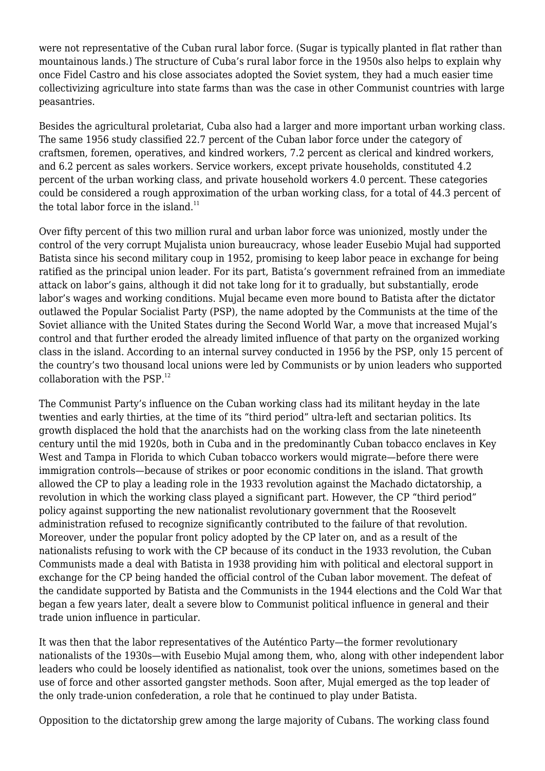were not representative of the Cuban rural labor force. (Sugar is typically planted in flat rather than mountainous lands.) The structure of Cuba's rural labor force in the 1950s also helps to explain why once Fidel Castro and his close associates adopted the Soviet system, they had a much easier time collectivizing agriculture into state farms than was the case in other Communist countries with large peasantries.

Besides the agricultural proletariat, Cuba also had a larger and more important urban working class. The same 1956 study classified 22.7 percent of the Cuban labor force under the category of craftsmen, foremen, operatives, and kindred workers, 7.2 percent as clerical and kindred workers, and 6.2 percent as sales workers. Service workers, except private households, constituted 4.2 percent of the urban working class, and private household workers 4.0 percent. These categories could be considered a rough approximation of the urban working class, for a total of 44.3 percent of the total labor force in the island.[11]

Over fifty percent of this two million rural and urban labor force was unionized, mostly under the control of the very corrupt Mujalista union bureaucracy, whose leader Eusebio Mujal had supported Batista since his second military coup in 1952, promising to keep labor peace in exchange for being ratified as the principal union leader. For its part, Batista's government refrained from an immediate attack on labor's gains, although it did not take long for it to gradually, but substantially, erode labor's wages and working conditions. Mujal became even more bound to Batista after the dictator outlawed the Popular Socialist Party (PSP), the name adopted by the Communists at the time of the Soviet alliance with the United States during the Second World War, a move that increased Mujal's control and that further eroded the already limited influence of that party on the organized working class in the island. According to an internal survey conducted in 1956 by the PSP, only 15 percent of the country's two thousand local unions were led by Communists or by union leaders who supported collaboration with the PSP.[12]

The Communist Party's influence on the Cuban working class had its militant heyday in the late twenties and early thirties, at the time of its "third period" ultra-left and sectarian politics. Its growth displaced the hold that the anarchists had on the working class from the late nineteenth century until the mid 1920s, both in Cuba and in the predominantly Cuban tobacco enclaves in Key West and Tampa in Florida to which Cuban tobacco workers would migrate—before there were immigration controls—because of strikes or poor economic conditions in the island. That growth allowed the CP to play a leading role in the 1933 revolution against the Machado dictatorship, a revolution in which the working class played a significant part. However, the CP "third period" policy against supporting the new nationalist revolutionary government that the Roosevelt administration refused to recognize significantly contributed to the failure of that revolution. Moreover, under the popular front policy adopted by the CP later on, and as a result of the nationalists refusing to work with the CP because of its conduct in the 1933 revolution, the Cuban Communists made a deal with Batista in 1938 providing him with political and electoral support in exchange for the CP being handed the official control of the Cuban labor movement. The defeat of the candidate supported by Batista and the Communists in the 1944 elections and the Cold War that began a few years later, dealt a severe blow to Communist political influence in general and their trade union influence in particular.

It was then that the labor representatives of the Auténtico Party—the former revolutionary nationalists of the 1930s—with Eusebio Mujal among them, who, along with other independent labor leaders who could be loosely identified as nationalist, took over the unions, sometimes based on the use of force and other assorted gangster methods. Soon after, Mujal emerged as the top leader of the only trade-union confederation, a role that he continued to play under Batista.

Opposition to the dictatorship grew among the large majority of Cubans. The working class found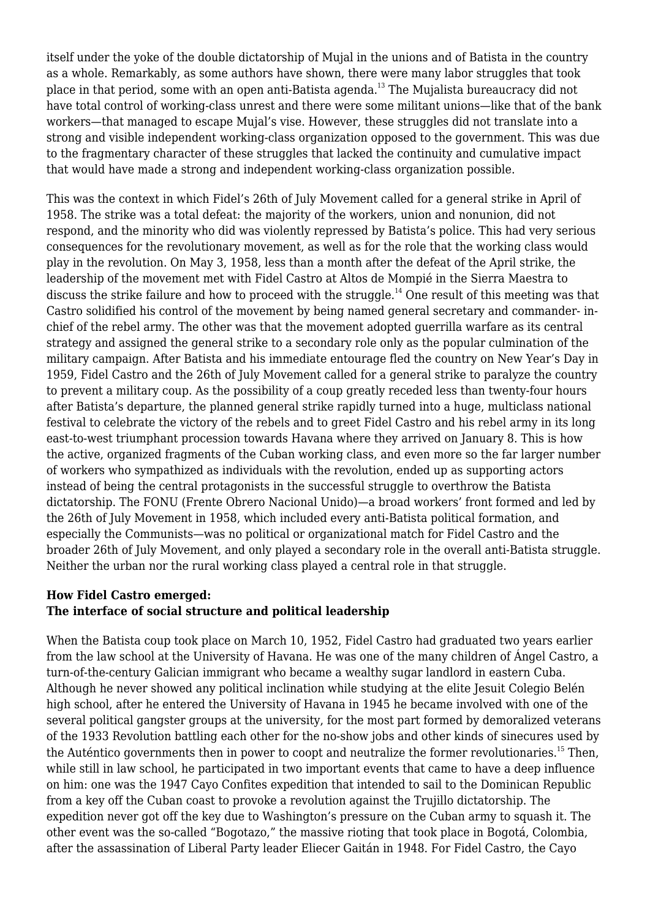itself under the yoke of the double dictatorship of Mujal in the unions and of Batista in the country as a whole. Remarkably, as some authors have shown, there were many labor struggles that took place in that period, some with an open anti-Batista agenda.[13] The Mujalista bureaucracy did not have total control of working-class unrest and there were some militant unions—like that of the bank workers—that managed to escape Mujal's vise. However, these struggles did not translate into a strong and visible independent working-class organization opposed to the government. This was due to the fragmentary character of these struggles that lacked the continuity and cumulative impact that would have made a strong and independent working-class organization possible.

This was the context in which Fidel's 26th of July Movement called for a general strike in April of 1958. The strike was a total defeat: the majority of the workers, union and nonunion, did not respond, and the minority who did was violently repressed by Batista's police. This had very serious consequences for the revolutionary movement, as well as for the role that the working class would play in the revolution. On May 3, 1958, less than a month after the defeat of the April strike, the leadership of the movement met with Fidel Castro at Altos de Mompié in the Sierra Maestra to discuss the strike failure and how to proceed with the struggle.[14] One result of this meeting was that Castro solidified his control of the movement by being named general secretary and commander- in-chief of the rebel army. The other was that the movement adopted guerrilla warfare as its central strategy and assigned the general strike to a secondary role only as the popular culmination of the military campaign. After Batista and his immediate entourage fled the country on New Year's Day in 1959, Fidel Castro and the 26th of July Movement called for a general strike to paralyze the country to prevent a military coup. As the possibility of a coup greatly receded less than twenty-four hours after Batista's departure, the planned general strike rapidly turned into a huge, multiclass national festival to celebrate the victory of the rebels and to greet Fidel Castro and his rebel army in its long east-to-west triumphant procession towards Havana where they arrived on January 8. This is how the active, organized fragments of the Cuban working class, and even more so the far larger number of workers who sympathized as individuals with the revolution, ended up as supporting actors instead of being the central protagonists in the successful struggle to overthrow the Batista dictatorship. The FONU (Frente Obrero Nacional Unido)—a broad workers' front formed and led by the 26th of July Movement in 1958, which included every anti-Batista political formation, and especially the Communists—was no political or organizational match for Fidel Castro and the broader 26th of July Movement, and only played a secondary role in the overall anti-Batista struggle. Neither the urban nor the rural working class played a central role in that struggle.

### How Fidel Castro emerged: The interface of social structure and political leadership

When the Batista coup took place on March 10, 1952, Fidel Castro had graduated two years earlier from the law school at the University of Havana. He was one of the many children of Ángel Castro, a turn-of-the-century Galician immigrant who became a wealthy sugar landlord in eastern Cuba. Although he never showed any political inclination while studying at the elite Jesuit Colegio Belén high school, after he entered the University of Havana in 1945 he became involved with one of the several political gangster groups at the university, for the most part formed by demoralized veterans of the 1933 Revolution battling each other for the no-show jobs and other kinds of sinecures used by the Auténtico governments then in power to coopt and neutralize the former revolutionaries.[15] Then, while still in law school, he participated in two important events that came to have a deep influence on him: one was the 1947 Cayo Confites expedition that intended to sail to the Dominican Republic from a key off the Cuban coast to provoke a revolution against the Trujillo dictatorship. The expedition never got off the key due to Washington's pressure on the Cuban army to squash it. The other event was the so-called "Bogotazo," the massive rioting that took place in Bogotá, Colombia, after the assassination of Liberal Party leader Eliecer Gaitán in 1948. For Fidel Castro, the Cayo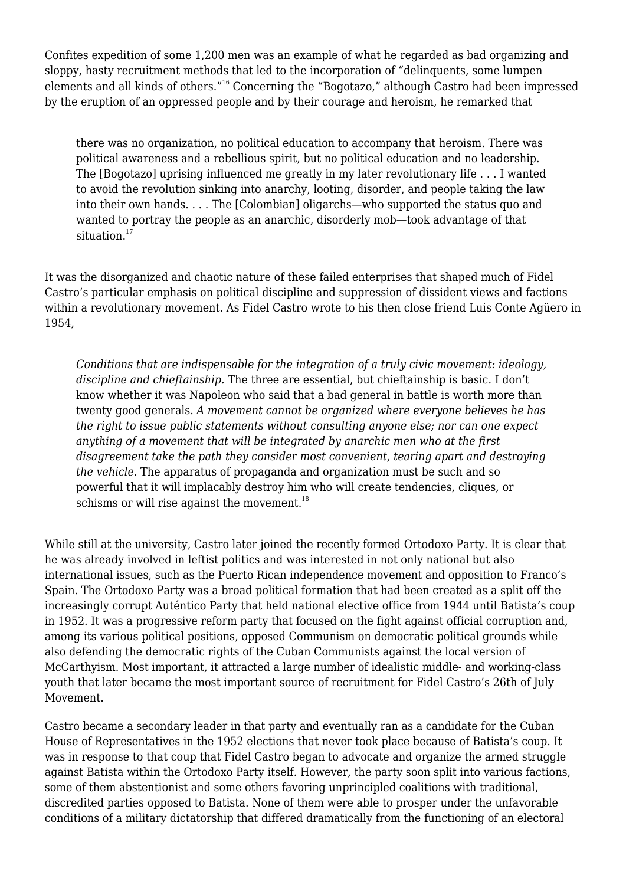Confites expedition of some 1,200 men was an example of what he regarded as bad organizing and sloppy, hasty recruitment methods that led to the incorporation of "delinquents, some lumpen elements and all kinds of others."[16] Concerning the "Bogotazo," although Castro had been impressed by the eruption of an oppressed people and by their courage and heroism, he remarked that

> there was no organization, no political education to accompany that heroism. There was political awareness and a rebellious spirit, but no political education and no leadership. The [Bogotazo] uprising influenced me greatly in my later revolutionary life . . . I wanted to avoid the revolution sinking into anarchy, looting, disorder, and people taking the law into their own hands. . . . The [Colombian] oligarchs—who supported the status quo and wanted to portray the people as an anarchic, disorderly mob—took advantage of that situation.[17]

It was the disorganized and chaotic nature of these failed enterprises that shaped much of Fidel Castro's particular emphasis on political discipline and suppression of dissident views and factions within a revolutionary movement. As Fidel Castro wrote to his then close friend Luis Conte Agüero in 1954,

> *Conditions that are indispensable for the integration of a truly civic movement: ideology, discipline and chieftainship.* The three are essential, but chieftainship is basic. I don't know whether it was Napoleon who said that a bad general in battle is worth more than twenty good generals. *A movement cannot be organized where everyone believes he has the right to issue public statements without consulting anyone else; nor can one expect anything of a movement that will be integrated by anarchic men who at the first disagreement take the path they consider most convenient, tearing apart and destroying the vehicle.* The apparatus of propaganda and organization must be such and so powerful that it will implacably destroy him who will create tendencies, cliques, or schisms or will rise against the movement.[18]

While still at the university, Castro later joined the recently formed Ortodoxo Party. It is clear that he was already involved in leftist politics and was interested in not only national but also international issues, such as the Puerto Rican independence movement and opposition to Franco's Spain. The Ortodoxo Party was a broad political formation that had been created as a split off the increasingly corrupt Auténtico Party that held national elective office from 1944 until Batista's coup in 1952. It was a progressive reform party that focused on the fight against official corruption and, among its various political positions, opposed Communism on democratic political grounds while also defending the democratic rights of the Cuban Communists against the local version of McCarthyism. Most important, it attracted a large number of idealistic middle- and working-class youth that later became the most important source of recruitment for Fidel Castro's 26th of July Movement.

Castro became a secondary leader in that party and eventually ran as a candidate for the Cuban House of Representatives in the 1952 elections that never took place because of Batista's coup. It was in response to that coup that Fidel Castro began to advocate and organize the armed struggle against Batista within the Ortodoxo Party itself. However, the party soon split into various factions, some of them abstentionist and some others favoring unprincipled coalitions with traditional, discredited parties opposed to Batista. None of them were able to prosper under the unfavorable conditions of a military dictatorship that differed dramatically from the functioning of an electoral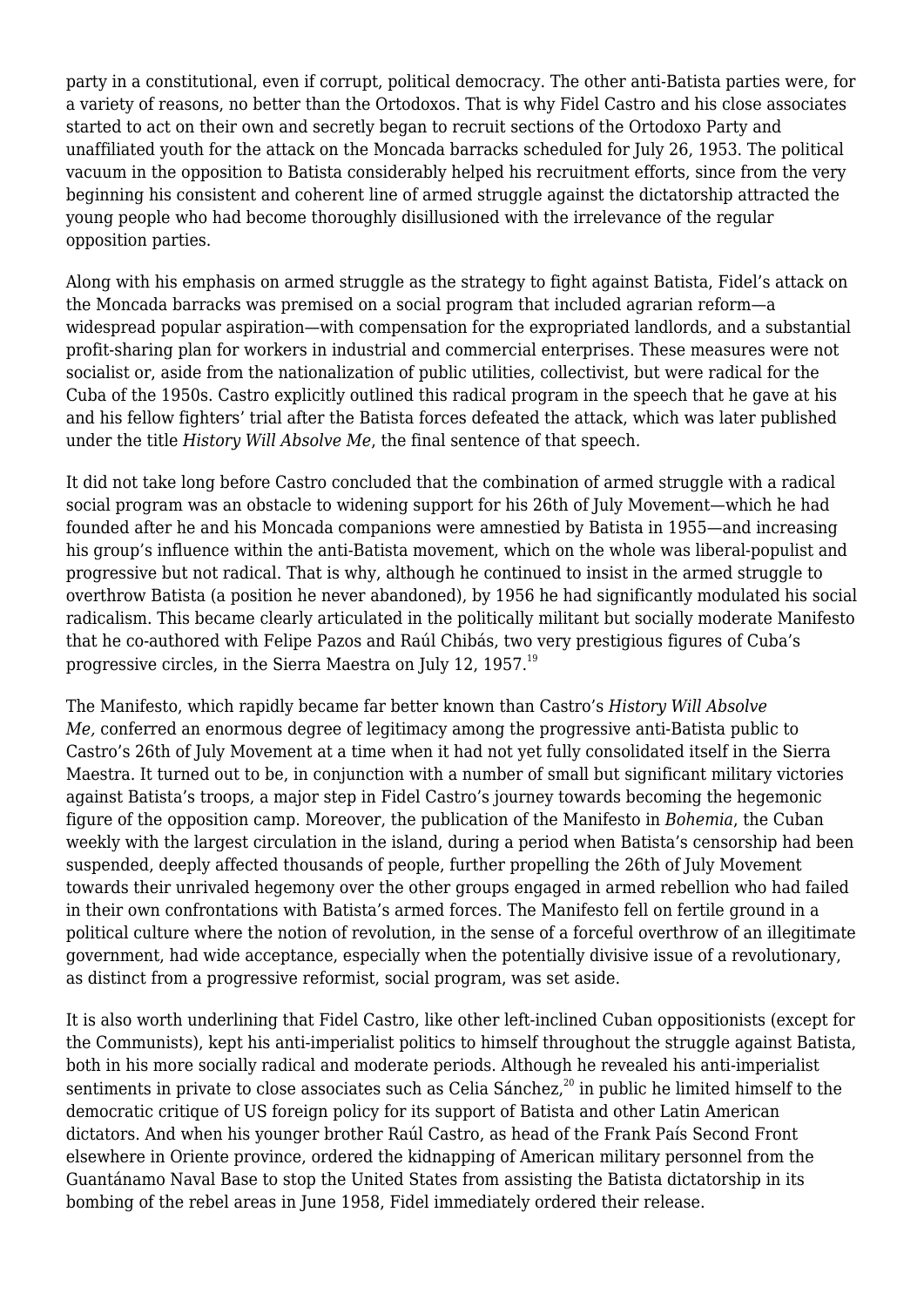party in a constitutional, even if corrupt, political democracy. The other anti-Batista parties were, for a variety of reasons, no better than the Ortodoxos. That is why Fidel Castro and his close associates started to act on their own and secretly began to recruit sections of the Ortodoxo Party and unaffiliated youth for the attack on the Moncada barracks scheduled for July 26, 1953. The political vacuum in the opposition to Batista considerably helped his recruitment efforts, since from the very beginning his consistent and coherent line of armed struggle against the dictatorship attracted the young people who had become thoroughly disillusioned with the irrelevance of the regular opposition parties.

Along with his emphasis on armed struggle as the strategy to fight against Batista, Fidel's attack on the Moncada barracks was premised on a social program that included agrarian reform—a widespread popular aspiration—with compensation for the expropriated landlords, and a substantial profit-sharing plan for workers in industrial and commercial enterprises. These measures were not socialist or, aside from the nationalization of public utilities, collectivist, but were radical for the Cuba of the 1950s. Castro explicitly outlined this radical program in the speech that he gave at his and his fellow fighters' trial after the Batista forces defeated the attack, which was later published under the title *History Will Absolve Me*, the final sentence of that speech.

It did not take long before Castro concluded that the combination of armed struggle with a radical social program was an obstacle to widening support for his 26th of July Movement—which he had founded after he and his Moncada companions were amnestied by Batista in 1955—and increasing his group's influence within the anti-Batista movement, which on the whole was liberal-populist and progressive but not radical. That is why, although he continued to insist in the armed struggle to overthrow Batista (a position he never abandoned), by 1956 he had significantly modulated his social radicalism. This became clearly articulated in the politically militant but socially moderate Manifesto that he co-authored with Felipe Pazos and Raúl Chibás, two very prestigious figures of Cuba's progressive circles, in the Sierra Maestra on July 12, 1957.[19]

The Manifesto, which rapidly became far better known than Castro's *History Will Absolve Me,* conferred an enormous degree of legitimacy among the progressive anti-Batista public to Castro's 26th of July Movement at a time when it had not yet fully consolidated itself in the Sierra Maestra. It turned out to be, in conjunction with a number of small but significant military victories against Batista's troops, a major step in Fidel Castro's journey towards becoming the hegemonic figure of the opposition camp. Moreover, the publication of the Manifesto in *Bohemia*, the Cuban weekly with the largest circulation in the island, during a period when Batista's censorship had been suspended, deeply affected thousands of people, further propelling the 26th of July Movement towards their unrivaled hegemony over the other groups engaged in armed rebellion who had failed in their own confrontations with Batista's armed forces. The Manifesto fell on fertile ground in a political culture where the notion of revolution, in the sense of a forceful overthrow of an illegitimate government, had wide acceptance, especially when the potentially divisive issue of a revolutionary, as distinct from a progressive reformist, social program, was set aside.

It is also worth underlining that Fidel Castro, like other left-inclined Cuban oppositionists (except for the Communists), kept his anti-imperialist politics to himself throughout the struggle against Batista, both in his more socially radical and moderate periods. Although he revealed his anti-imperialist sentiments in private to close associates such as Celia Sánchez,[20] in public he limited himself to the democratic critique of US foreign policy for its support of Batista and other Latin American dictators. And when his younger brother Raúl Castro, as head of the Frank País Second Front elsewhere in Oriente province, ordered the kidnapping of American military personnel from the Guantánamo Naval Base to stop the United States from assisting the Batista dictatorship in its bombing of the rebel areas in June 1958, Fidel immediately ordered their release.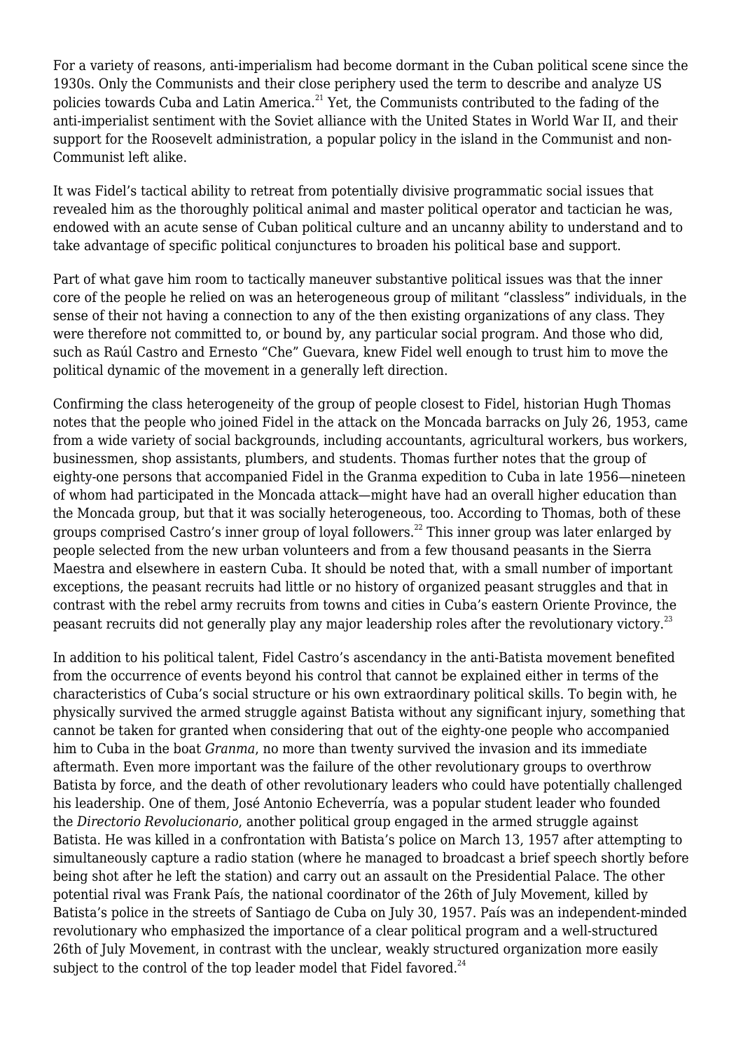For a variety of reasons, anti-imperialism had become dormant in the Cuban political scene since the 1930s. Only the Communists and their close periphery used the term to describe and analyze US policies towards Cuba and Latin America.[21] Yet, the Communists contributed to the fading of the anti-imperialist sentiment with the Soviet alliance with the United States in World War II, and their support for the Roosevelt administration, a popular policy in the island in the Communist and non-Communist left alike.

It was Fidel's tactical ability to retreat from potentially divisive programmatic social issues that revealed him as the thoroughly political animal and master political operator and tactician he was, endowed with an acute sense of Cuban political culture and an uncanny ability to understand and to take advantage of specific political conjunctures to broaden his political base and support.

Part of what gave him room to tactically maneuver substantive political issues was that the inner core of the people he relied on was an heterogeneous group of militant "classless" individuals, in the sense of their not having a connection to any of the then existing organizations of any class. They were therefore not committed to, or bound by, any particular social program. And those who did, such as Raúl Castro and Ernesto "Che" Guevara, knew Fidel well enough to trust him to move the political dynamic of the movement in a generally left direction.

Confirming the class heterogeneity of the group of people closest to Fidel, historian Hugh Thomas notes that the people who joined Fidel in the attack on the Moncada barracks on July 26, 1953, came from a wide variety of social backgrounds, including accountants, agricultural workers, bus workers, businessmen, shop assistants, plumbers, and students. Thomas further notes that the group of eighty-one persons that accompanied Fidel in the Granma expedition to Cuba in late 1956—nineteen of whom had participated in the Moncada attack—might have had an overall higher education than the Moncada group, but that it was socially heterogeneous, too. According to Thomas, both of these groups comprised Castro's inner group of loyal followers.[22] This inner group was later enlarged by people selected from the new urban volunteers and from a few thousand peasants in the Sierra Maestra and elsewhere in eastern Cuba. It should be noted that, with a small number of important exceptions, the peasant recruits had little or no history of organized peasant struggles and that in contrast with the rebel army recruits from towns and cities in Cuba's eastern Oriente Province, the peasant recruits did not generally play any major leadership roles after the revolutionary victory.[23]

In addition to his political talent, Fidel Castro's ascendancy in the anti-Batista movement benefited from the occurrence of events beyond his control that cannot be explained either in terms of the characteristics of Cuba's social structure or his own extraordinary political skills. To begin with, he physically survived the armed struggle against Batista without any significant injury, something that cannot be taken for granted when considering that out of the eighty-one people who accompanied him to Cuba in the boat *Granma*, no more than twenty survived the invasion and its immediate aftermath. Even more important was the failure of the other revolutionary groups to overthrow Batista by force, and the death of other revolutionary leaders who could have potentially challenged his leadership. One of them, José Antonio Echeverría, was a popular student leader who founded the *Directorio Revolucionario*, another political group engaged in the armed struggle against Batista. He was killed in a confrontation with Batista's police on March 13, 1957 after attempting to simultaneously capture a radio station (where he managed to broadcast a brief speech shortly before being shot after he left the station) and carry out an assault on the Presidential Palace. The other potential rival was Frank País, the national coordinator of the 26th of July Movement, killed by Batista's police in the streets of Santiago de Cuba on July 30, 1957. País was an independent-minded revolutionary who emphasized the importance of a clear political program and a well-structured 26th of July Movement, in contrast with the unclear, weakly structured organization more easily subject to the control of the top leader model that Fidel favored.[24]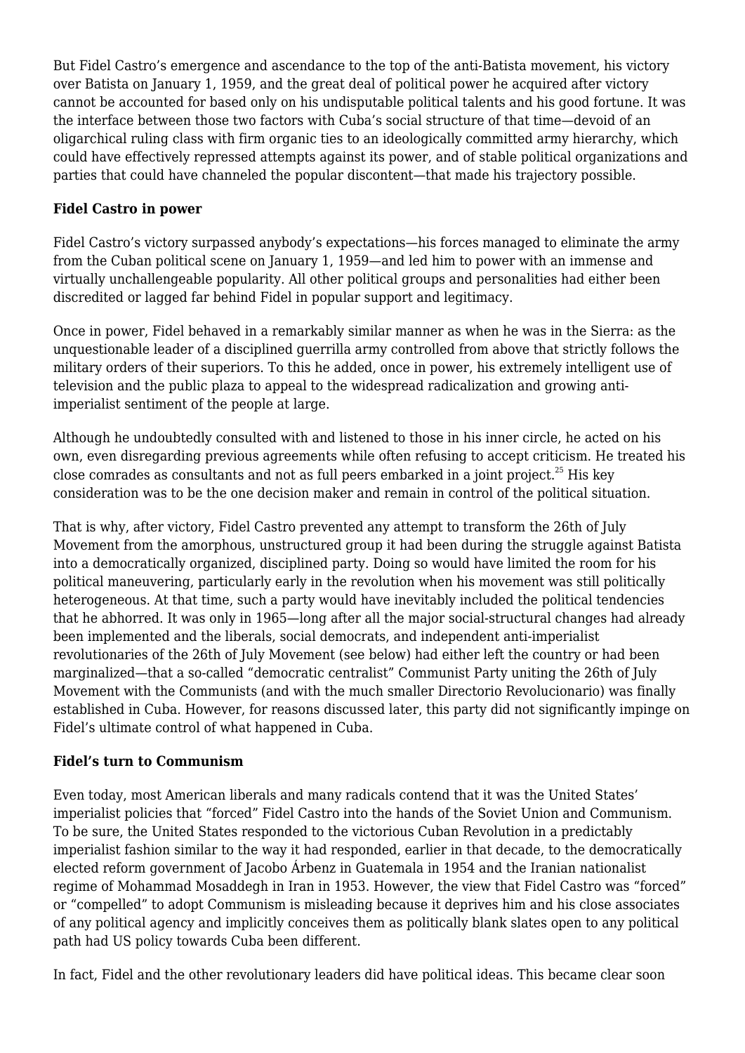But Fidel Castro's emergence and ascendance to the top of the anti-Batista movement, his victory over Batista on January 1, 1959, and the great deal of political power he acquired after victory cannot be accounted for based only on his undisputable political talents and his good fortune. It was the interface between those two factors with Cuba's social structure of that time—devoid of an oligarchical ruling class with firm organic ties to an ideologically committed army hierarchy, which could have effectively repressed attempts against its power, and of stable political organizations and parties that could have channeled the popular discontent—that made his trajectory possible.

**Fidel Castro in power**

Fidel Castro's victory surpassed anybody's expectations—his forces managed to eliminate the army from the Cuban political scene on January 1, 1959—and led him to power with an immense and virtually unchallengeable popularity. All other political groups and personalities had either been discredited or lagged far behind Fidel in popular support and legitimacy.

Once in power, Fidel behaved in a remarkably similar manner as when he was in the Sierra: as the unquestionable leader of a disciplined guerrilla army controlled from above that strictly follows the military orders of their superiors. To this he added, once in power, his extremely intelligent use of television and the public plaza to appeal to the widespread radicalization and growing anti-imperialist sentiment of the people at large.

Although he undoubtedly consulted with and listened to those in his inner circle, he acted on his own, even disregarding previous agreements while often refusing to accept criticism. He treated his close comrades as consultants and not as full peers embarked in a joint project.[25] His key consideration was to be the one decision maker and remain in control of the political situation.

That is why, after victory, Fidel Castro prevented any attempt to transform the 26th of July Movement from the amorphous, unstructured group it had been during the struggle against Batista into a democratically organized, disciplined party. Doing so would have limited the room for his political maneuvering, particularly early in the revolution when his movement was still politically heterogeneous. At that time, such a party would have inevitably included the political tendencies that he abhorred. It was only in 1965—long after all the major social-structural changes had already been implemented and the liberals, social democrats, and independent anti-imperialist revolutionaries of the 26th of July Movement (see below) had either left the country or had been marginalized—that a so-called "democratic centralist" Communist Party uniting the 26th of July Movement with the Communists (and with the much smaller Directorio Revolucionario) was finally established in Cuba. However, for reasons discussed later, this party did not significantly impinge on Fidel's ultimate control of what happened in Cuba.

**Fidel's turn to Communism**

Even today, most American liberals and many radicals contend that it was the United States' imperialist policies that "forced" Fidel Castro into the hands of the Soviet Union and Communism. To be sure, the United States responded to the victorious Cuban Revolution in a predictably imperialist fashion similar to the way it had responded, earlier in that decade, to the democratically elected reform government of Jacobo Árbenz in Guatemala in 1954 and the Iranian nationalist regime of Mohammad Mosaddegh in Iran in 1953. However, the view that Fidel Castro was "forced" or "compelled" to adopt Communism is misleading because it deprives him and his close associates of any political agency and implicitly conceives them as politically blank slates open to any political path had US policy towards Cuba been different.

In fact, Fidel and the other revolutionary leaders did have political ideas. This became clear soon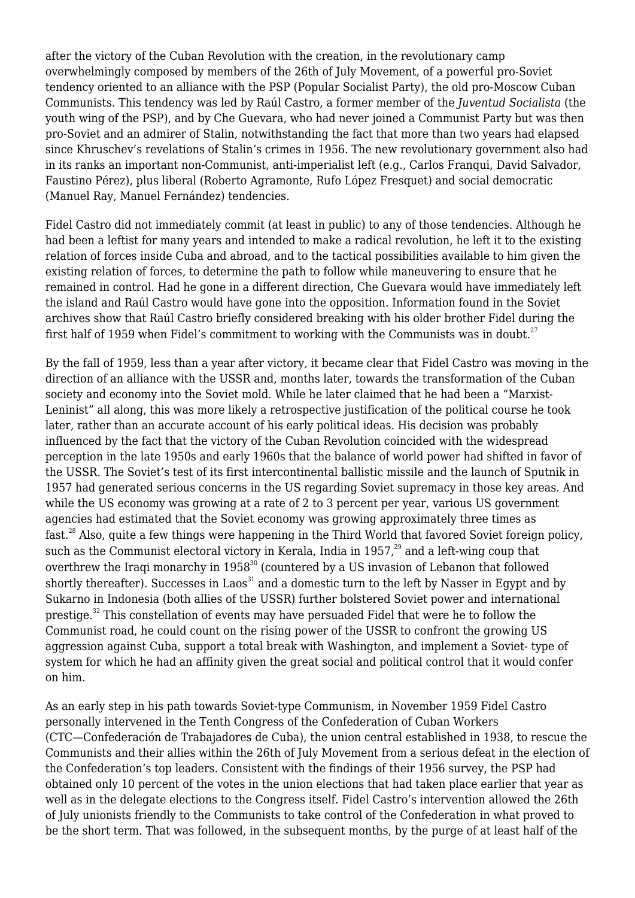after the victory of the Cuban Revolution with the creation, in the revolutionary camp overwhelmingly composed by members of the 26th of July Movement, of a powerful pro-Soviet tendency oriented to an alliance with the PSP (Popular Socialist Party), the old pro-Moscow Cuban Communists. This tendency was led by Raúl Castro, a former member of the *Juventud Socialista* (the youth wing of the PSP), and by Che Guevara, who had never joined a Communist Party but was then pro-Soviet and an admirer of Stalin, notwithstanding the fact that more than two years had elapsed since Khruschev's revelations of Stalin's crimes in 1956. The new revolutionary government also had in its ranks an important non-Communist, anti-imperialist left (e.g., Carlos Franqui, David Salvador, Faustino Pérez), plus liberal (Roberto Agramonte, Rufo López Fresquet) and social democratic (Manuel Ray, Manuel Fernández) tendencies.

Fidel Castro did not immediately commit (at least in public) to any of those tendencies. Although he had been a leftist for many years and intended to make a radical revolution, he left it to the existing relation of forces inside Cuba and abroad, and to the tactical possibilities available to him given the existing relation of forces, to determine the path to follow while maneuvering to ensure that he remained in control. Had he gone in a different direction, Che Guevara would have immediately left the island and Raúl Castro would have gone into the opposition. Information found in the Soviet archives show that Raúl Castro briefly considered breaking with his older brother Fidel during the first half of 1959 when Fidel's commitment to working with the Communists was in doubt.[27]

By the fall of 1959, less than a year after victory, it became clear that Fidel Castro was moving in the direction of an alliance with the USSR and, months later, towards the transformation of the Cuban society and economy into the Soviet mold. While he later claimed that he had been a "Marxist-Leninist" all along, this was more likely a retrospective justification of the political course he took later, rather than an accurate account of his early political ideas. His decision was probably influenced by the fact that the victory of the Cuban Revolution coincided with the widespread perception in the late 1950s and early 1960s that the balance of world power had shifted in favor of the USSR. The Soviet's test of its first intercontinental ballistic missile and the launch of Sputnik in 1957 had generated serious concerns in the US regarding Soviet supremacy in those key areas. And while the US economy was growing at a rate of 2 to 3 percent per year, various US government agencies had estimated that the Soviet economy was growing approximately three times as fast.[28] Also, quite a few things were happening in the Third World that favored Soviet foreign policy, such as the Communist electoral victory in Kerala, India in 1957,[29] and a left-wing coup that overthrew the Iraqi monarchy in 1958[30] (countered by a US invasion of Lebanon that followed shortly thereafter). Successes in Laos[31] and a domestic turn to the left by Nasser in Egypt and by Sukarno in Indonesia (both allies of the USSR) further bolstered Soviet power and international prestige.[32] This constellation of events may have persuaded Fidel that were he to follow the Communist road, he could count on the rising power of the USSR to confront the growing US aggression against Cuba, support a total break with Washington, and implement a Soviet- type of system for which he had an affinity given the great social and political control that it would confer on him.

As an early step in his path towards Soviet-type Communism, in November 1959 Fidel Castro personally intervened in the Tenth Congress of the Confederation of Cuban Workers (CTC—Confederación de Trabajadores de Cuba), the union central established in 1938, to rescue the Communists and their allies within the 26th of July Movement from a serious defeat in the election of the Confederation's top leaders. Consistent with the findings of their 1956 survey, the PSP had obtained only 10 percent of the votes in the union elections that had taken place earlier that year as well as in the delegate elections to the Congress itself. Fidel Castro's intervention allowed the 26th of July unionists friendly to the Communists to take control of the Confederation in what proved to be the short term. That was followed, in the subsequent months, by the purge of at least half of the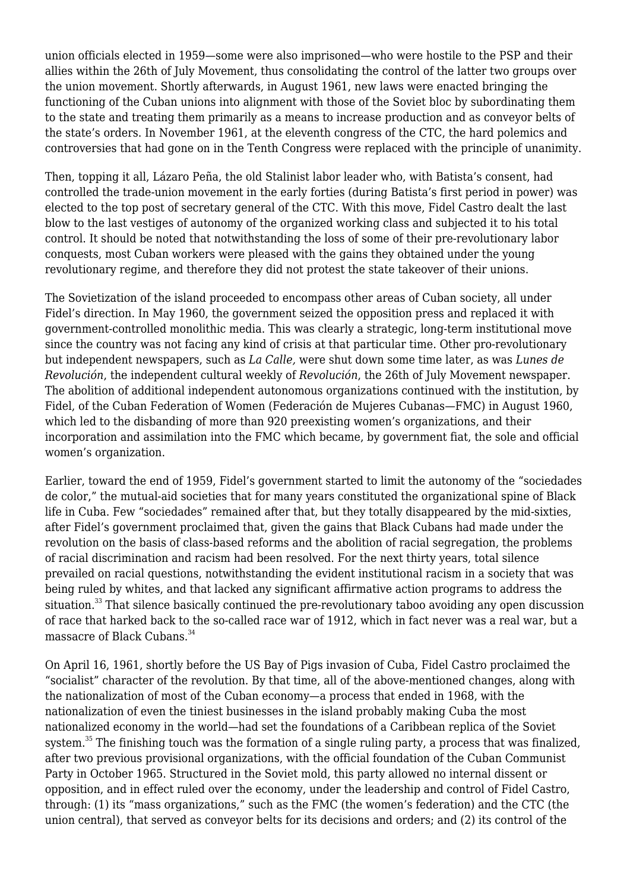union officials elected in 1959—some were also imprisoned—who were hostile to the PSP and their allies within the 26th of July Movement, thus consolidating the control of the latter two groups over the union movement. Shortly afterwards, in August 1961, new laws were enacted bringing the functioning of the Cuban unions into alignment with those of the Soviet bloc by subordinating them to the state and treating them primarily as a means to increase production and as conveyor belts of the state's orders. In November 1961, at the eleventh congress of the CTC, the hard polemics and controversies that had gone on in the Tenth Congress were replaced with the principle of unanimity.

Then, topping it all, Lázaro Peña, the old Stalinist labor leader who, with Batista's consent, had controlled the trade-union movement in the early forties (during Batista's first period in power) was elected to the top post of secretary general of the CTC. With this move, Fidel Castro dealt the last blow to the last vestiges of autonomy of the organized working class and subjected it to his total control. It should be noted that notwithstanding the loss of some of their pre-revolutionary labor conquests, most Cuban workers were pleased with the gains they obtained under the young revolutionary regime, and therefore they did not protest the state takeover of their unions.

The Sovietization of the island proceeded to encompass other areas of Cuban society, all under Fidel's direction. In May 1960, the government seized the opposition press and replaced it with government-controlled monolithic media. This was clearly a strategic, long-term institutional move since the country was not facing any kind of crisis at that particular time. Other pro-revolutionary but independent newspapers, such as *La Calle,* were shut down some time later, as was *Lunes de Revolución*, the independent cultural weekly of *Revolución*, the 26th of July Movement newspaper. The abolition of additional independent autonomous organizations continued with the institution, by Fidel, of the Cuban Federation of Women (Federación de Mujeres Cubanas—FMC) in August 1960, which led to the disbanding of more than 920 preexisting women's organizations, and their incorporation and assimilation into the FMC which became, by government fiat, the sole and official women's organization.

Earlier, toward the end of 1959, Fidel's government started to limit the autonomy of the "sociedades de color," the mutual-aid societies that for many years constituted the organizational spine of Black life in Cuba. Few "sociedades" remained after that, but they totally disappeared by the mid-sixties, after Fidel's government proclaimed that, given the gains that Black Cubans had made under the revolution on the basis of class-based reforms and the abolition of racial segregation, the problems of racial discrimination and racism had been resolved. For the next thirty years, total silence prevailed on racial questions, notwithstanding the evident institutional racism in a society that was being ruled by whites, and that lacked any significant affirmative action programs to address the situation.[33] That silence basically continued the pre-revolutionary taboo avoiding any open discussion of race that harked back to the so-called race war of 1912, which in fact never was a real war, but a massacre of Black Cubans.[34]

On April 16, 1961, shortly before the US Bay of Pigs invasion of Cuba, Fidel Castro proclaimed the "socialist" character of the revolution. By that time, all of the above-mentioned changes, along with the nationalization of most of the Cuban economy—a process that ended in 1968, with the nationalization of even the tiniest businesses in the island probably making Cuba the most nationalized economy in the world—had set the foundations of a Caribbean replica of the Soviet system.[35] The finishing touch was the formation of a single ruling party, a process that was finalized, after two previous provisional organizations, with the official foundation of the Cuban Communist Party in October 1965. Structured in the Soviet mold, this party allowed no internal dissent or opposition, and in effect ruled over the economy, under the leadership and control of Fidel Castro, through: (1) its "mass organizations," such as the FMC (the women's federation) and the CTC (the union central), that served as conveyor belts for its decisions and orders; and (2) its control of the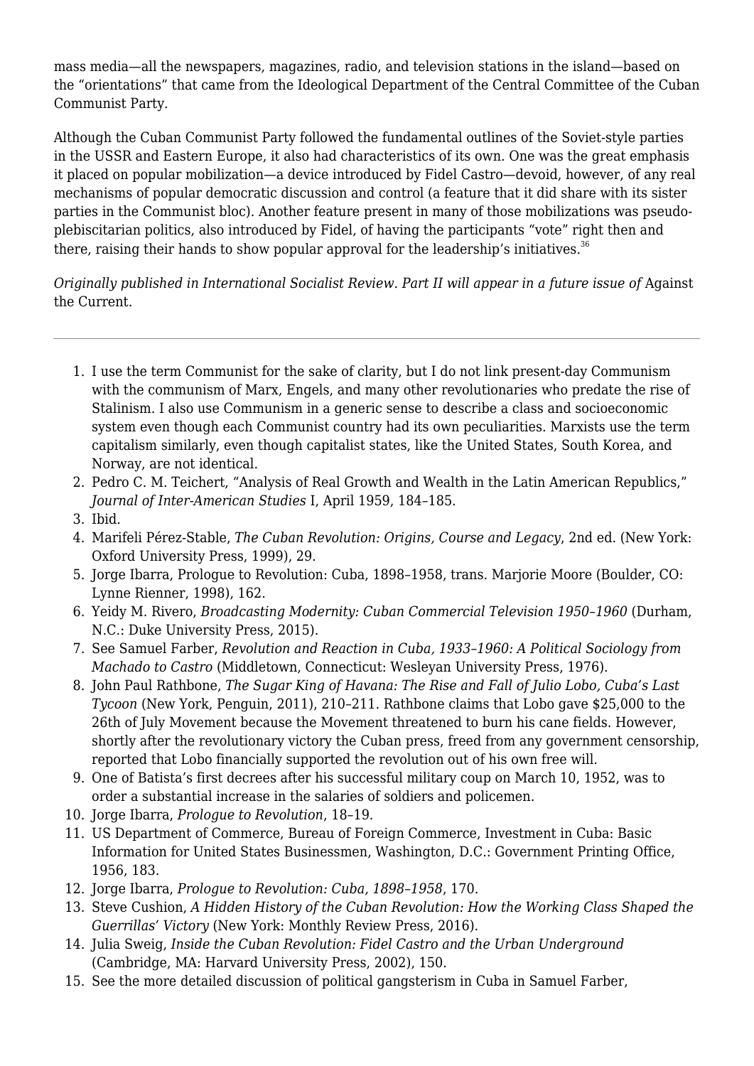mass media—all the newspapers, magazines, radio, and television stations in the island—based on the "orientations" that came from the Ideological Department of the Central Committee of the Cuban Communist Party.

Although the Cuban Communist Party followed the fundamental outlines of the Soviet-style parties in the USSR and Eastern Europe, it also had characteristics of its own. One was the great emphasis it placed on popular mobilization—a device introduced by Fidel Castro—devoid, however, of any real mechanisms of popular democratic discussion and control (a feature that it did share with its sister parties in the Communist bloc). Another feature present in many of those mobilizations was pseudo-plebiscitarian politics, also introduced by Fidel, of having the participants "vote" right then and there, raising their hands to show popular approval for the leadership's initiatives.[36]

*Originally published in International Socialist Review. Part II will appear in a future issue of* Against the Current.

---

1. I use the term Communist for the sake of clarity, but I do not link present-day Communism with the communism of Marx, Engels, and many other revolutionaries who predate the rise of Stalinism. I also use Communism in a generic sense to describe a class and socioeconomic system even though each Communist country had its own peculiarities. Marxists use the term capitalism similarly, even though capitalist states, like the United States, South Korea, and Norway, are not identical.
2. Pedro C. M. Teichert, "Analysis of Real Growth and Wealth in the Latin American Republics," *Journal of Inter-American Studies* I, April 1959, 184–185.
3. Ibid.
4. Marifeli Pérez-Stable, *The Cuban Revolution: Origins, Course and Legacy*, 2nd ed. (New York: Oxford University Press, 1999), 29.
5. Jorge Ibarra, Prologue to Revolution: Cuba, 1898–1958, trans. Marjorie Moore (Boulder, CO: Lynne Rienner, 1998), 162.
6. Yeidy M. Rivero, *Broadcasting Modernity: Cuban Commercial Television 1950–1960* (Durham, N.C.: Duke University Press, 2015).
7. See Samuel Farber, *Revolution and Reaction in Cuba, 1933–1960: A Political Sociology from Machado to Castro* (Middletown, Connecticut: Wesleyan University Press, 1976).
8. John Paul Rathbone, *The Sugar King of Havana: The Rise and Fall of Julio Lobo, Cuba's Last Tycoon* (New York, Penguin, 2011), 210–211. Rathbone claims that Lobo gave $25,000 to the 26th of July Movement because the Movement threatened to burn his cane fields. However, shortly after the revolutionary victory the Cuban press, freed from any government censorship, reported that Lobo financially supported the revolution out of his own free will.
9. One of Batista's first decrees after his successful military coup on March 10, 1952, was to order a substantial increase in the salaries of soldiers and policemen.
10. Jorge Ibarra, *Prologue to Revolution*, 18–19.
11. US Department of Commerce, Bureau of Foreign Commerce, Investment in Cuba: Basic Information for United States Businessmen, Washington, D.C.: Government Printing Office, 1956, 183.
12. Jorge Ibarra, *Prologue to Revolution: Cuba, 1898–1958*, 170.
13. Steve Cushion, *A Hidden History of the Cuban Revolution: How the Working Class Shaped the Guerrillas' Victory* (New York: Monthly Review Press, 2016).
14. Julia Sweig, *Inside the Cuban Revolution: Fidel Castro and the Urban Underground* (Cambridge, MA: Harvard University Press, 2002), 150.
15. See the more detailed discussion of political gangsterism in Cuba in Samuel Farber,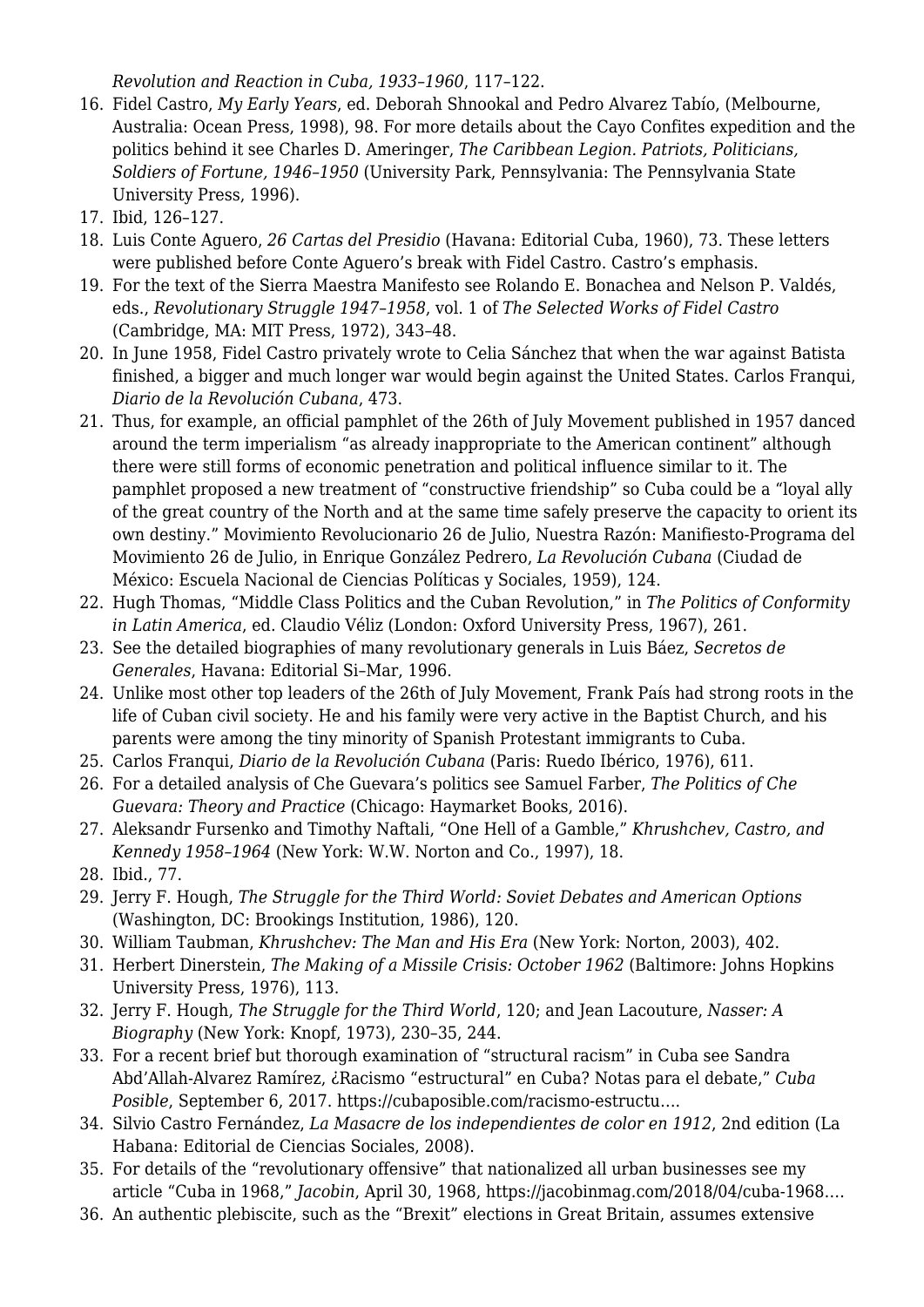*Revolution and Reaction in Cuba, 1933–1960*, 117–122.

16. Fidel Castro, *My Early Years*, ed. Deborah Shnookal and Pedro Alvarez Tabío, (Melbourne, Australia: Ocean Press, 1998), 98. For more details about the Cayo Confites expedition and the politics behind it see Charles D. Ameringer, *The Caribbean Legion. Patriots, Politicians, Soldiers of Fortune, 1946–1950* (University Park, Pennsylvania: The Pennsylvania State University Press, 1996).
17. Ibid, 126–127.
18. Luis Conte Aguero, *26 Cartas del Presidio* (Havana: Editorial Cuba, 1960), 73. These letters were published before Conte Aguero's break with Fidel Castro. Castro's emphasis.
19. For the text of the Sierra Maestra Manifesto see Rolando E. Bonachea and Nelson P. Valdés, eds., *Revolutionary Struggle 1947–1958*, vol. 1 of *The Selected Works of Fidel Castro* (Cambridge, MA: MIT Press, 1972), 343–48.
20. In June 1958, Fidel Castro privately wrote to Celia Sánchez that when the war against Batista finished, a bigger and much longer war would begin against the United States. Carlos Franqui, *Diario de la Revolución Cubana*, 473.
21. Thus, for example, an official pamphlet of the 26th of July Movement published in 1957 danced around the term imperialism "as already inappropriate to the American continent" although there were still forms of economic penetration and political influence similar to it. The pamphlet proposed a new treatment of "constructive friendship" so Cuba could be a "loyal ally of the great country of the North and at the same time safely preserve the capacity to orient its own destiny." Movimiento Revolucionario 26 de Julio, Nuestra Razón: Manifiesto-Programa del Movimiento 26 de Julio, in Enrique González Pedrero, *La Revolución Cubana* (Ciudad de México: Escuela Nacional de Ciencias Políticas y Sociales, 1959), 124.
22. Hugh Thomas, "Middle Class Politics and the Cuban Revolution," in *The Politics of Conformity in Latin America*, ed. Claudio Véliz (London: Oxford University Press, 1967), 261.
23. See the detailed biographies of many revolutionary generals in Luis Báez, *Secretos de Generales*, Havana: Editorial Si–Mar, 1996.
24. Unlike most other top leaders of the 26th of July Movement, Frank País had strong roots in the life of Cuban civil society. He and his family were very active in the Baptist Church, and his parents were among the tiny minority of Spanish Protestant immigrants to Cuba.
25. Carlos Franqui, *Diario de la Revolución Cubana* (Paris: Ruedo Ibérico, 1976), 611.
26. For a detailed analysis of Che Guevara's politics see Samuel Farber, *The Politics of Che Guevara: Theory and Practice* (Chicago: Haymarket Books, 2016).
27. Aleksandr Fursenko and Timothy Naftali, "One Hell of a Gamble," *Khrushchev, Castro, and Kennedy 1958–1964* (New York: W.W. Norton and Co., 1997), 18.
28. Ibid., 77.
29. Jerry F. Hough, *The Struggle for the Third World: Soviet Debates and American Options* (Washington, DC: Brookings Institution, 1986), 120.
30. William Taubman, *Khrushchev: The Man and His Era* (New York: Norton, 2003), 402.
31. Herbert Dinerstein, *The Making of a Missile Crisis: October 1962* (Baltimore: Johns Hopkins University Press, 1976), 113.
32. Jerry F. Hough, *The Struggle for the Third World*, 120; and Jean Lacouture, *Nasser: A Biography* (New York: Knopf, 1973), 230–35, 244.
33. For a recent brief but thorough examination of "structural racism" in Cuba see Sandra Abd'Allah-Alvarez Ramírez, ¿Racismo "estructural" en Cuba? Notas para el debate," *Cuba Posible*, September 6, 2017. https://cubaposible.com/racismo-estructu….
34. Silvio Castro Fernández, *La Masacre de los independientes de color en 1912*, 2nd edition (La Habana: Editorial de Ciencias Sociales, 2008).
35. For details of the "revolutionary offensive" that nationalized all urban businesses see my article "Cuba in 1968," *Jacobin*, April 30, 1968, https://jacobinmag.com/2018/04/cuba-1968….
36. An authentic plebiscite, such as the "Brexit" elections in Great Britain, assumes extensive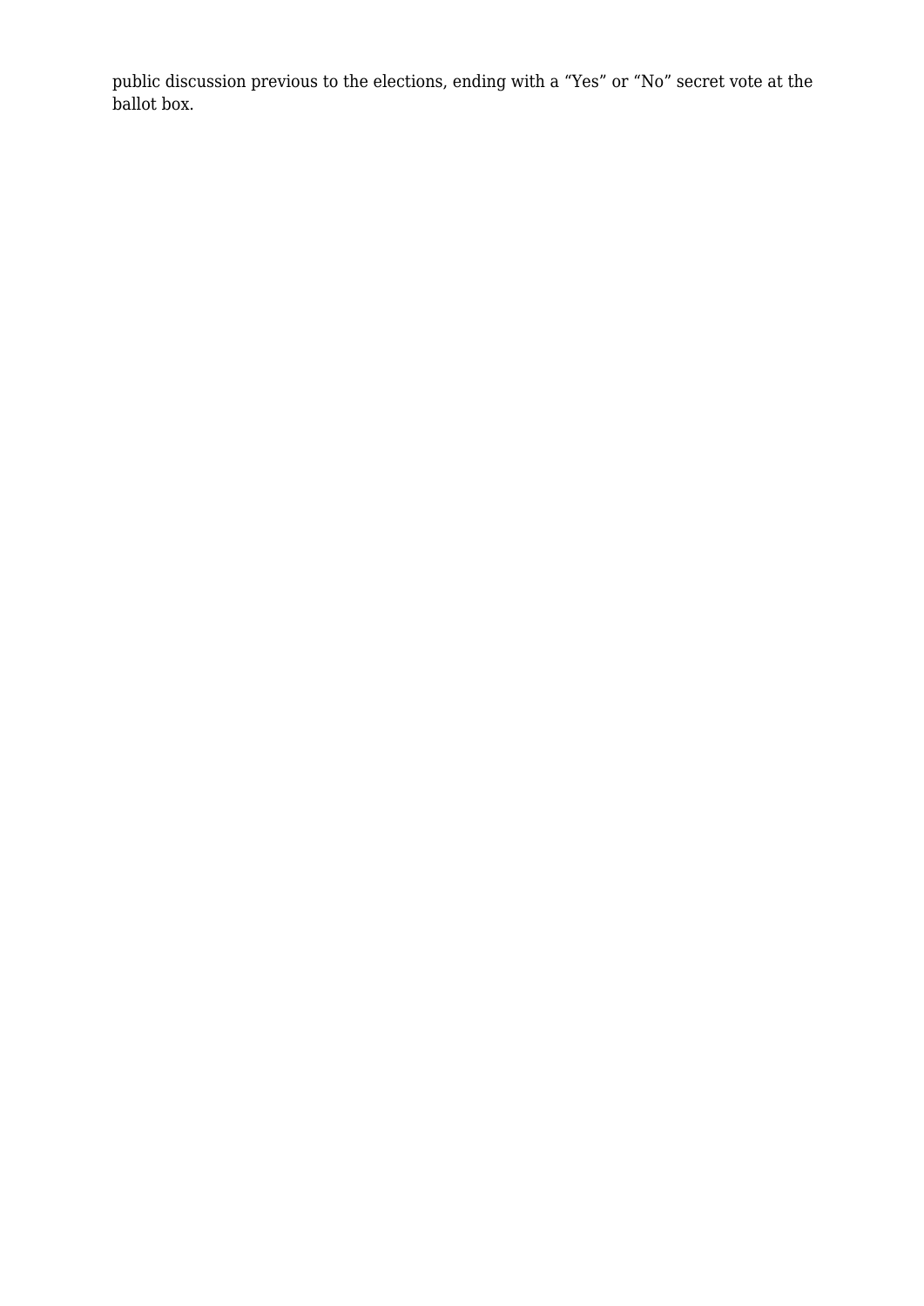public discussion previous to the elections, ending with a “Yes” or “No” secret vote at the ballot box.